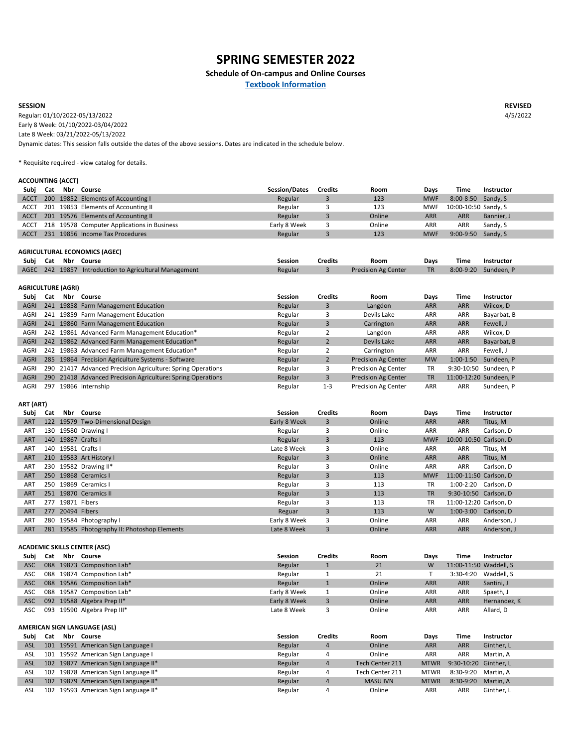# SPRING SEMESTER 2022

**Schedule of On-campus and Online Courses**

**Textbook Information**

**SESSION** — **REVISED** 4/5/2022

Regular: 01/10/2022-05/13/2022
Early 8 Week: 01/10/2022-03/04/2022
Late 8 Week: 03/21/2022-05/13/2022
Dynamic dates: This session falls outside the dates of the above sessions. Dates are indicated in the schedule below.

* Requisite required - view catalog for details.

### ACCOUNTING (ACCT)

| Subj | Cat | Nbr | Course | Session/Dates | Credits | Room | Days | Time | Instructor |
|---|---|---|---|---|---|---|---|---|---|
| ACCT | 200 | 19852 | Elements of Accounting I | Regular | 3 | 123 | MWF | 8:00-8:50 | Sandy, S |
| ACCT | 201 | 19853 | Elements of Accounting II | Regular | 3 | 123 | MWF | 10:00-10:50 | Sandy, S |
| ACCT | 201 | 19576 | Elements of Accounting II | Regular | 3 | Online | ARR | ARR | Bannier, J |
| ACCT | 218 | 19578 | Computer Applications in Business | Early 8 Week | 3 | Online | ARR | ARR | Sandy, S |
| ACCT | 231 | 19856 | Income Tax Procedures | Regular | 3 | 123 | MWF | 9:00-9:50 | Sandy, S |

### AGRICULTURAL ECONOMICS (AGEC)

| Subj | Cat | Nbr | Course | Session | Credits | Room | Days | Time | Instructor |
|---|---|---|---|---|---|---|---|---|---|
| AGEC | 242 | 19857 | Introduction to Agricultural Management | Regular | 3 | Precision Ag Center | TR | 8:00-9:20 | Sundeen, P |

### AGRICULTURE (AGRI)

| Subj | Cat | Nbr | Course | Session | Credits | Room | Days | Time | Instructor |
|---|---|---|---|---|---|---|---|---|---|
| AGRI | 241 | 19858 | Farm Management Education | Regular | 3 | Langdon | ARR | ARR | Wilcox, D |
| AGRI | 241 | 19859 | Farm Management Education | Regular | 3 | Devils Lake | ARR | ARR | Bayarbat, B |
| AGRI | 241 | 19860 | Farm Management Education | Regular | 3 | Carrington | ARR | ARR | Fewell, J |
| AGRI | 242 | 19861 | Advanced Farm Management Education* | Regular | 2 | Langdon | ARR | ARR | Wilcox, D |
| AGRI | 242 | 19862 | Advanced Farm Management Education* | Regular | 2 | Devils Lake | ARR | ARR | Bayarbat, B |
| AGRI | 242 | 19863 | Advanced Farm Management Education* | Regular | 2 | Carrington | ARR | ARR | Fewell, J |
| AGRI | 285 | 19864 | Precision Agriculture Systems - Software | Regular | 2 | Precision Ag Center | MW | 1:00-1:50 | Sundeen, P |
| AGRI | 290 | 21417 | Advanced Precision Agriculture: Spring Operations | Regular | 3 | Precision Ag Center | TR | 9:30-10:50 | Sundeen, P |
| AGRI | 290 | 21418 | Advanced Precision Agriculture: Spring Operations | Regular | 3 | Precision Ag Center | TR | 11:00-12:20 | Sundeen, P |
| AGRI | 297 | 19866 | Internship | Regular | 1-3 | Precision Ag Center | ARR | ARR | Sundeen, P |

### ART (ART)

| Subj | Cat | Nbr | Course | Session | Credits | Room | Days | Time | Instructor |
|---|---|---|---|---|---|---|---|---|---|
| ART | 122 | 19579 | Two-Dimensional Design | Early 8 Week | 3 | Online | ARR | ARR | Titus, M |
| ART | 130 | 19580 | Drawing I | Regular | 3 | Online | ARR | ARR | Carlson, D |
| ART | 140 | 19867 | Crafts I | Regular | 3 | 113 | MWF | 10:00-10:50 | Carlson, D |
| ART | 140 | 19581 | Crafts I | Late 8 Week | 3 | Online | ARR | ARR | Titus, M |
| ART | 210 | 19583 | Art History I | Regular | 3 | Online | ARR | ARR | Titus, M |
| ART | 230 | 19582 | Drawing II* | Regular | 3 | Online | ARR | ARR | Carlson, D |
| ART | 250 | 19868 | Ceramics I | Regular | 3 | 113 | MWF | 11:00-11:50 | Carlson, D |
| ART | 250 | 19869 | Ceramics I | Regular | 3 | 113 | TR | 1:00-2:20 | Carlson, D |
| ART | 251 | 19870 | Ceramics II | Regular | 3 | 113 | TR | 9:30-10:50 | Carlson, D |
| ART | 277 | 19871 | Fibers | Regular | 3 | 113 | TR | 11:00-12:20 | Carlson, D |
| ART | 277 | 20494 | Fibers | Reguar | 3 | 113 | W | 1:00-3:00 | Carlson, D |
| ART | 280 | 19584 | Photography I | Early 8 Week | 3 | Online | ARR | ARR | Anderson, J |
| ART | 281 | 19585 | Photography II: Photoshop Elements | Late 8 Week | 3 | Online | ARR | ARR | Anderson, J |

### ACADEMIC SKILLS CENTER (ASC)

| Subj | Cat | Nbr | Course | Session | Credits | Room | Days | Time | Instructor |
|---|---|---|---|---|---|---|---|---|---|
| ASC | 088 | 19873 | Composition Lab* | Regular | 1 | 21 | W | 11:00-11:50 | Waddell, S |
| ASC | 088 | 19874 | Composition Lab* | Regular | 1 | 21 | T | 3:30-4:20 | Waddell, S |
| ASC | 088 | 19586 | Composition Lab* | Regular | 1 | Online | ARR | ARR | Santini, J |
| ASC | 088 | 19587 | Composition Lab* | Early 8 Week | 1 | Online | ARR | ARR | Spaeth, J |
| ASC | 092 | 19588 | Algebra Prep II* | Early 8 Week | 3 | Online | ARR | ARR | Hernandez, K |
| ASC | 093 | 19590 | Algebra Prep III* | Late 8 Week | 3 | Online | ARR | ARR | Allard, D |

### AMERICAN SIGN LANGUAGE (ASL)

| Subj | Cat | Nbr | Course | Session | Credits | Room | Days | Time | Instructor |
|---|---|---|---|---|---|---|---|---|---|
| ASL | 101 | 19591 | American Sign Language I | Regular | 4 | Online | ARR | ARR | Ginther, L |
| ASL | 101 | 19592 | American Sign Language I | Regular | 4 | Online | ARR | ARR | Martin, A |
| ASL | 102 | 19877 | American Sign Language II* | Regular | 4 | Tech Center 211 | MTWR | 9:30-10:20 | Ginther, L |
| ASL | 102 | 19878 | American Sign Language II* | Regular | 4 | Tech Center 211 | MTWR | 8:30-9:20 | Martin, A |
| ASL | 102 | 19879 | American Sign Language II* | Regular | 4 | MASU IVN | MTWR | 8:30-9:20 | Martin, A |
| ASL | 102 | 19593 | American Sign Language II* | Regular | 4 | Online | ARR | ARR | Ginther, L |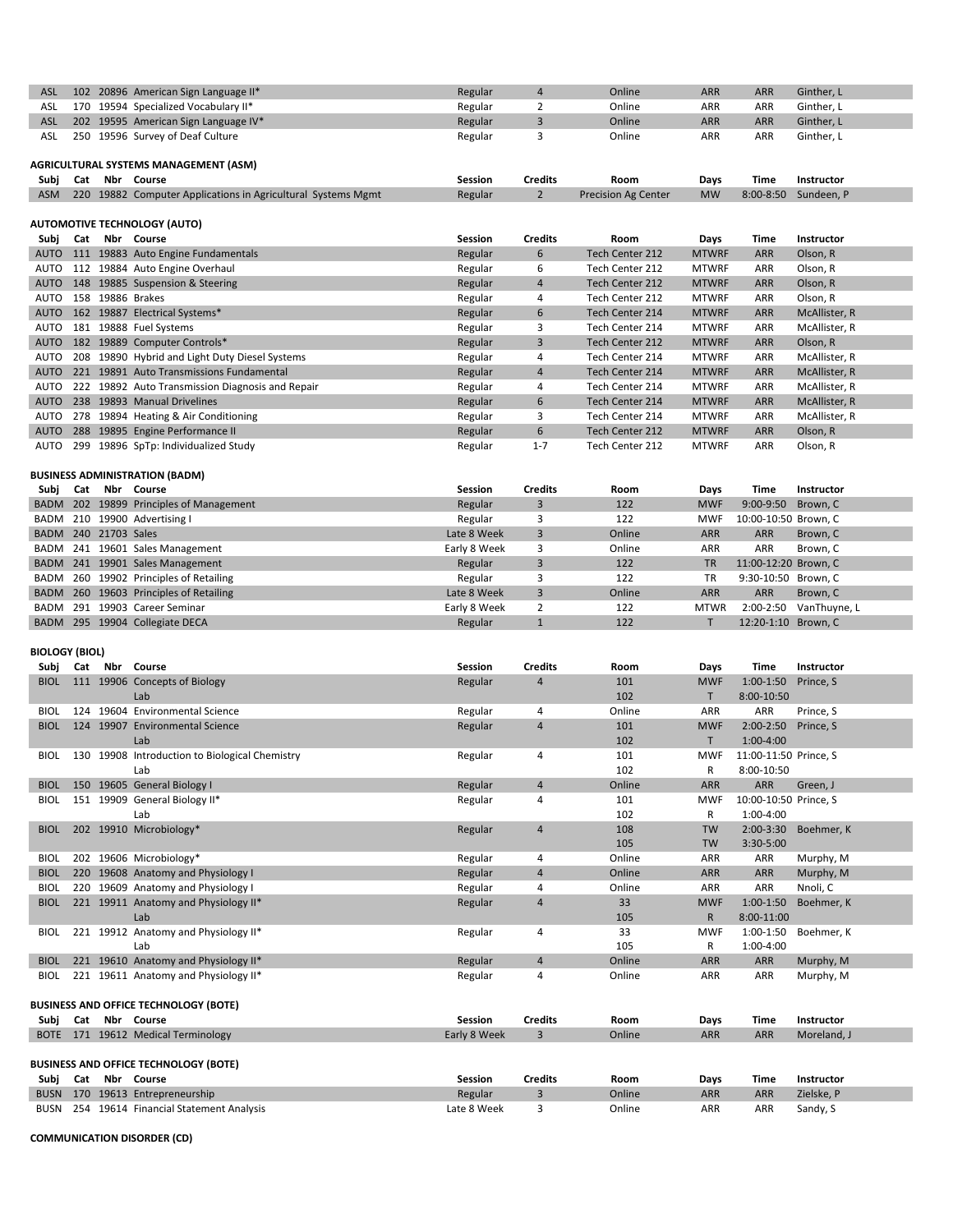| Subj | Cat | Nbr | Course | Session | Credits | Room | Days | Time | Instructor |
|---|---|---|---|---|---|---|---|---|---|
| ASL | 102 | 20896 | American Sign Language II* | Regular | 4 | Online | ARR | ARR | Ginther, L |
| ASL | 170 | 19594 | Specialized Vocabulary II* | Regular | 2 | Online | ARR | ARR | Ginther, L |
| ASL | 202 | 19595 | American Sign Language IV* | Regular | 3 | Online | ARR | ARR | Ginther, L |
| ASL | 250 | 19596 | Survey of Deaf Culture | Regular | 3 | Online | ARR | ARR | Ginther, L |

**AGRICULTURAL SYSTEMS MANAGEMENT (ASM)**

| Subj | Cat | Nbr | Course | Session | Credits | Room | Days | Time | Instructor |
|---|---|---|---|---|---|---|---|---|---|
| ASM | 220 | 19882 | Computer Applications in Agricultural Systems Mgmt | Regular | 2 | Precision Ag Center | MW | 8:00-8:50 | Sundeen, P |

**AUTOMOTIVE TECHNOLOGY (AUTO)**

| Subj | Cat | Nbr | Course | Session | Credits | Room | Days | Time | Instructor |
|---|---|---|---|---|---|---|---|---|---|
| AUTO | 111 | 19883 | Auto Engine Fundamentals | Regular | 6 | Tech Center 212 | MTWRF | ARR | Olson, R |
| AUTO | 112 | 19884 | Auto Engine Overhaul | Regular | 6 | Tech Center 212 | MTWRF | ARR | Olson, R |
| AUTO | 148 | 19885 | Suspension & Steering | Regular | 4 | Tech Center 212 | MTWRF | ARR | Olson, R |
| AUTO | 158 | 19886 | Brakes | Regular | 4 | Tech Center 212 | MTWRF | ARR | Olson, R |
| AUTO | 162 | 19887 | Electrical Systems* | Regular | 6 | Tech Center 214 | MTWRF | ARR | McAllister, R |
| AUTO | 181 | 19888 | Fuel Systems | Regular | 3 | Tech Center 214 | MTWRF | ARR | McAllister, R |
| AUTO | 182 | 19889 | Computer Controls* | Regular | 3 | Tech Center 212 | MTWRF | ARR | Olson, R |
| AUTO | 208 | 19890 | Hybrid and Light Duty Diesel Systems | Regular | 4 | Tech Center 214 | MTWRF | ARR | McAllister, R |
| AUTO | 221 | 19891 | Auto Transmissions Fundamental | Regular | 4 | Tech Center 214 | MTWRF | ARR | McAllister, R |
| AUTO | 222 | 19892 | Auto Transmission Diagnosis and Repair | Regular | 4 | Tech Center 214 | MTWRF | ARR | McAllister, R |
| AUTO | 238 | 19893 | Manual Drivelines | Regular | 6 | Tech Center 214 | MTWRF | ARR | McAllister, R |
| AUTO | 278 | 19894 | Heating & Air Conditioning | Regular | 3 | Tech Center 214 | MTWRF | ARR | McAllister, R |
| AUTO | 288 | 19895 | Engine Performance II | Regular | 6 | Tech Center 212 | MTWRF | ARR | Olson, R |
| AUTO | 299 | 19896 | SpTp: Individualized Study | Regular | 1-7 | Tech Center 212 | MTWRF | ARR | Olson, R |

**BUSINESS ADMINISTRATION (BADM)**

| Subj | Cat | Nbr | Course | Session | Credits | Room | Days | Time | Instructor |
|---|---|---|---|---|---|---|---|---|---|
| BADM | 202 | 19899 | Principles of Management | Regular | 3 | 122 | MWF | 9:00-9:50 | Brown, C |
| BADM | 210 | 19900 | Advertising I | Regular | 3 | 122 | MWF | 10:00-10:50 | Brown, C |
| BADM | 240 | 21703 | Sales | Late 8 Week | 3 | Online | ARR | ARR | Brown, C |
| BADM | 241 | 19601 | Sales Management | Early 8 Week | 3 | Online | ARR | ARR | Brown, C |
| BADM | 241 | 19901 | Sales Management | Regular | 3 | 122 | TR | 11:00-12:20 | Brown, C |
| BADM | 260 | 19902 | Principles of Retailing | Regular | 3 | 122 | TR | 9:30-10:50 | Brown, C |
| BADM | 260 | 19603 | Principles of Retailing | Late 8 Week | 3 | Online | ARR | ARR | Brown, C |
| BADM | 291 | 19903 | Career Seminar | Early 8 Week | 2 | 122 | MTWR | 2:00-2:50 | VanThuyne, L |
| BADM | 295 | 19904 | Collegiate DECA | Regular | 1 | 122 | T | 12:20-1:10 | Brown, C |

**BIOLOGY (BIOL)**

| Subj | Cat | Nbr | Course | Session | Credits | Room | Days | Time | Instructor |
|---|---|---|---|---|---|---|---|---|---|
| BIOL | 111 | 19906 | Concepts of Biology | Regular | 4 | 101 | MWF | 1:00-1:50 | Prince, S |
| | | | Lab | | | 102 | T | 8:00-10:50 | |
| BIOL | 124 | 19604 | Environmental Science | Regular | 4 | Online | ARR | ARR | Prince, S |
| BIOL | 124 | 19907 | Environmental Science | Regular | 4 | 101 | MWF | 2:00-2:50 | Prince, S |
| | | | Lab | | | 102 | T | 1:00-4:00 | |
| BIOL | 130 | 19908 | Introduction to Biological Chemistry | Regular | 4 | 101 | MWF | 11:00-11:50 | Prince, S |
| | | | Lab | | | 102 | R | 8:00-10:50 | |
| BIOL | 150 | 19605 | General Biology I | Regular | 4 | Online | ARR | ARR | Green, J |
| BIOL | 151 | 19909 | General Biology II* | Regular | 4 | 101 | MWF | 10:00-10:50 | Prince, S |
| | | | Lab | | | 102 | R | 1:00-4:00 | |
| BIOL | 202 | 19910 | Microbiology* | Regular | 4 | 108 | TW | 2:00-3:30 | Boehmer, K |
| | | | | | | 105 | TW | 3:30-5:00 | |
| BIOL | 202 | 19606 | Microbiology* | Regular | 4 | Online | ARR | ARR | Murphy, M |
| BIOL | 220 | 19608 | Anatomy and Physiology I | Regular | 4 | Online | ARR | ARR | Murphy, M |
| BIOL | 220 | 19609 | Anatomy and Physiology I | Regular | 4 | Online | ARR | ARR | Nnoli, C |
| BIOL | 221 | 19911 | Anatomy and Physiology II* | Regular | 4 | 33 | MWF | 1:00-1:50 | Boehmer, K |
| | | | Lab | | | 105 | R | 8:00-11:00 | |
| BIOL | 221 | 19912 | Anatomy and Physiology II* | Regular | 4 | 33 | MWF | 1:00-1:50 | Boehmer, K |
| | | | Lab | | | 105 | R | 1:00-4:00 | |
| BIOL | 221 | 19610 | Anatomy and Physiology II* | Regular | 4 | Online | ARR | ARR | Murphy, M |
| BIOL | 221 | 19611 | Anatomy and Physiology II* | Regular | 4 | Online | ARR | ARR | Murphy, M |

**BUSINESS AND OFFICE TECHNOLOGY (BOTE)**

| Subj | Cat | Nbr | Course | Session | Credits | Room | Days | Time | Instructor |
|---|---|---|---|---|---|---|---|---|---|
| BOTE | 171 | 19612 | Medical Terminology | Early 8 Week | 3 | Online | ARR | ARR | Moreland, J |

**BUSINESS AND OFFICE TECHNOLOGY (BOTE)**

| Subj | Cat | Nbr | Course | Session | Credits | Room | Days | Time | Instructor |
|---|---|---|---|---|---|---|---|---|---|
| BUSN | 170 | 19613 | Entrepreneurship | Regular | 3 | Online | ARR | ARR | Zielske, P |
| BUSN | 254 | 19614 | Financial Statement Analysis | Late 8 Week | 3 | Online | ARR | ARR | Sandy, S |

**COMMUNICATION DISORDER (CD)**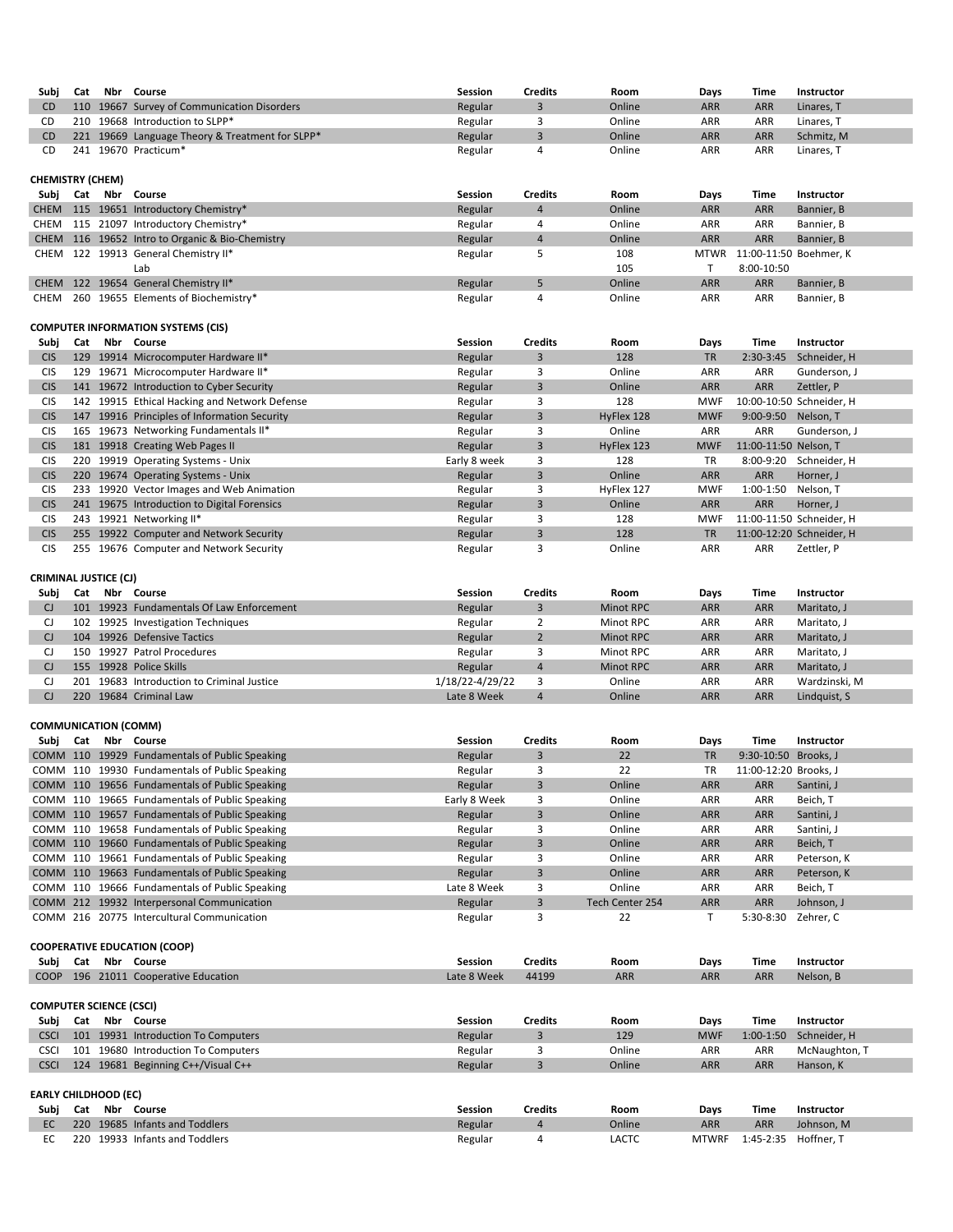| Subj | Cat | Nbr | Course | Session | Credits | Room | Days | Time | Instructor |
|---|---|---|---|---|---|---|---|---|---|
| CD | 110 | 19667 | Survey of Communication Disorders | Regular | 3 | Online | ARR | ARR | Linares, T |
| CD | 210 | 19668 | Introduction to SLPP* | Regular | 3 | Online | ARR | ARR | Linares, T |
| CD | 221 | 19669 | Language Theory & Treatment for SLPP* | Regular | 3 | Online | ARR | ARR | Schmitz, M |
| CD | 241 | 19670 | Practicum* | Regular | 4 | Online | ARR | ARR | Linares, T |

**CHEMISTRY (CHEM)**

| Subj | Cat | Nbr | Course | Session | Credits | Room | Days | Time | Instructor |
|---|---|---|---|---|---|---|---|---|---|
| CHEM | 115 | 19651 | Introductory Chemistry* | Regular | 4 | Online | ARR | ARR | Bannier, B |
| CHEM | 115 | 21097 | Introductory Chemistry* | Regular | 4 | Online | ARR | ARR | Bannier, B |
| CHEM | 116 | 19652 | Intro to Organic & Bio-Chemistry | Regular | 4 | Online | ARR | ARR | Bannier, B |
| CHEM | 122 | 19913 | General Chemistry II* | Regular | 5 | 108 | MTWR | 11:00-11:50 | Boehmer, K |
| | | | Lab | | | 105 | T | 8:00-10:50 | |
| CHEM | 122 | 19654 | General Chemistry II* | Regular | 5 | Online | ARR | ARR | Bannier, B |
| CHEM | 260 | 19655 | Elements of Biochemistry* | Regular | 4 | Online | ARR | ARR | Bannier, B |

**COMPUTER INFORMATION SYSTEMS (CIS)**

| Subj | Cat | Nbr | Course | Session | Credits | Room | Days | Time | Instructor |
|---|---|---|---|---|---|---|---|---|---|
| CIS | 129 | 19914 | Microcomputer Hardware II* | Regular | 3 | 128 | TR | 2:30-3:45 | Schneider, H |
| CIS | 129 | 19671 | Microcomputer Hardware II* | Regular | 3 | Online | ARR | ARR | Gunderson, J |
| CIS | 141 | 19672 | Introduction to Cyber Security | Regular | 3 | Online | ARR | ARR | Zettler, P |
| CIS | 142 | 19915 | Ethical Hacking and Network Defense | Regular | 3 | 128 | MWF | 10:00-10:50 | Schneider, H |
| CIS | 147 | 19916 | Principles of Information Security | Regular | 3 | HyFlex 128 | MWF | 9:00-9:50 | Nelson, T |
| CIS | 165 | 19673 | Networking Fundamentals II* | Regular | 3 | Online | ARR | ARR | Gunderson, J |
| CIS | 181 | 19918 | Creating Web Pages II | Regular | 3 | HyFlex 123 | MWF | 11:00-11:50 | Nelson, T |
| CIS | 220 | 19919 | Operating Systems - Unix | Early 8 week | 3 | 128 | TR | 8:00-9:20 | Schneider, H |
| CIS | 220 | 19674 | Operating Systems - Unix | Regular | 3 | Online | ARR | ARR | Horner, J |
| CIS | 233 | 19920 | Vector Images and Web Animation | Regular | 3 | HyFlex 127 | MWF | 1:00-1:50 | Nelson, T |
| CIS | 241 | 19675 | Introduction to Digital Forensics | Regular | 3 | Online | ARR | ARR | Horner, J |
| CIS | 243 | 19921 | Networking II* | Regular | 3 | 128 | MWF | 11:00-11:50 | Schneider, H |
| CIS | 255 | 19922 | Computer and Network Security | Regular | 3 | 128 | TR | 11:00-12:20 | Schneider, H |
| CIS | 255 | 19676 | Computer and Network Security | Regular | 3 | Online | ARR | ARR | Zettler, P |

**CRIMINAL JUSTICE (CJ)**

| Subj | Cat | Nbr | Course | Session | Credits | Room | Days | Time | Instructor |
|---|---|---|---|---|---|---|---|---|---|
| CJ | 101 | 19923 | Fundamentals Of Law Enforcement | Regular | 3 | Minot RPC | ARR | ARR | Maritato, J |
| CJ | 102 | 19925 | Investigation Techniques | Regular | 2 | Minot RPC | ARR | ARR | Maritato, J |
| CJ | 104 | 19926 | Defensive Tactics | Regular | 2 | Minot RPC | ARR | ARR | Maritato, J |
| CJ | 150 | 19927 | Patrol Procedures | Regular | 3 | Minot RPC | ARR | ARR | Maritato, J |
| CJ | 155 | 19928 | Police Skills | Regular | 4 | Minot RPC | ARR | ARR | Maritato, J |
| CJ | 201 | 19683 | Introduction to Criminal Justice | 1/18/22-4/29/22 | 3 | Online | ARR | ARR | Wardzinski, M |
| CJ | 220 | 19684 | Criminal Law | Late 8 Week | 4 | Online | ARR | ARR | Lindquist, S |

**COMMUNICATION (COMM)**

| Subj | Cat | Nbr | Course | Session | Credits | Room | Days | Time | Instructor |
|---|---|---|---|---|---|---|---|---|---|
| COMM | 110 | 19929 | Fundamentals of Public Speaking | Regular | 3 | 22 | TR | 9:30-10:50 | Brooks, J |
| COMM | 110 | 19930 | Fundamentals of Public Speaking | Regular | 3 | 22 | TR | 11:00-12:20 | Brooks, J |
| COMM | 110 | 19656 | Fundamentals of Public Speaking | Regular | 3 | Online | ARR | ARR | Santini, J |
| COMM | 110 | 19665 | Fundamentals of Public Speaking | Early 8 Week | 3 | Online | ARR | ARR | Beich, T |
| COMM | 110 | 19657 | Fundamentals of Public Speaking | Regular | 3 | Online | ARR | ARR | Santini, J |
| COMM | 110 | 19658 | Fundamentals of Public Speaking | Regular | 3 | Online | ARR | ARR | Santini, J |
| COMM | 110 | 19660 | Fundamentals of Public Speaking | Regular | 3 | Online | ARR | ARR | Beich, T |
| COMM | 110 | 19661 | Fundamentals of Public Speaking | Regular | 3 | Online | ARR | ARR | Peterson, K |
| COMM | 110 | 19663 | Fundamentals of Public Speaking | Regular | 3 | Online | ARR | ARR | Peterson, K |
| COMM | 110 | 19666 | Fundamentals of Public Speaking | Late 8 Week | 3 | Online | ARR | ARR | Beich, T |
| COMM | 212 | 19932 | Interpersonal Communication | Regular | 3 | Tech Center 254 | ARR | ARR | Johnson, J |
| COMM | 216 | 20775 | Intercultural Communication | Regular | 3 | 22 | T | 5:30-8:30 | Zehrer, C |

**COOPERATIVE EDUCATION (COOP)**

| Subj | Cat | Nbr | Course | Session | Credits | Room | Days | Time | Instructor |
|---|---|---|---|---|---|---|---|---|---|
| COOP | 196 | 21011 | Cooperative Education | Late 8 Week | 44199 | ARR | ARR | ARR | Nelson, B |

**COMPUTER SCIENCE (CSCI)**

| Subj | Cat | Nbr | Course | Session | Credits | Room | Days | Time | Instructor |
|---|---|---|---|---|---|---|---|---|---|
| CSCI | 101 | 19931 | Introduction To Computers | Regular | 3 | 129 | MWF | 1:00-1:50 | Schneider, H |
| CSCI | 101 | 19680 | Introduction To Computers | Regular | 3 | Online | ARR | ARR | McNaughton, T |
| CSCI | 124 | 19681 | Beginning C++/Visual C++ | Regular | 3 | Online | ARR | ARR | Hanson, K |

**EARLY CHILDHOOD (EC)**

| Subj | Cat | Nbr | Course | Session | Credits | Room | Days | Time | Instructor |
|---|---|---|---|---|---|---|---|---|---|
| EC | 220 | 19685 | Infants and Toddlers | Regular | 4 | Online | ARR | ARR | Johnson, M |
| EC | 220 | 19933 | Infants and Toddlers | Regular | 4 | LACTC | MTWRF | 1:45-2:35 | Hoffner, T |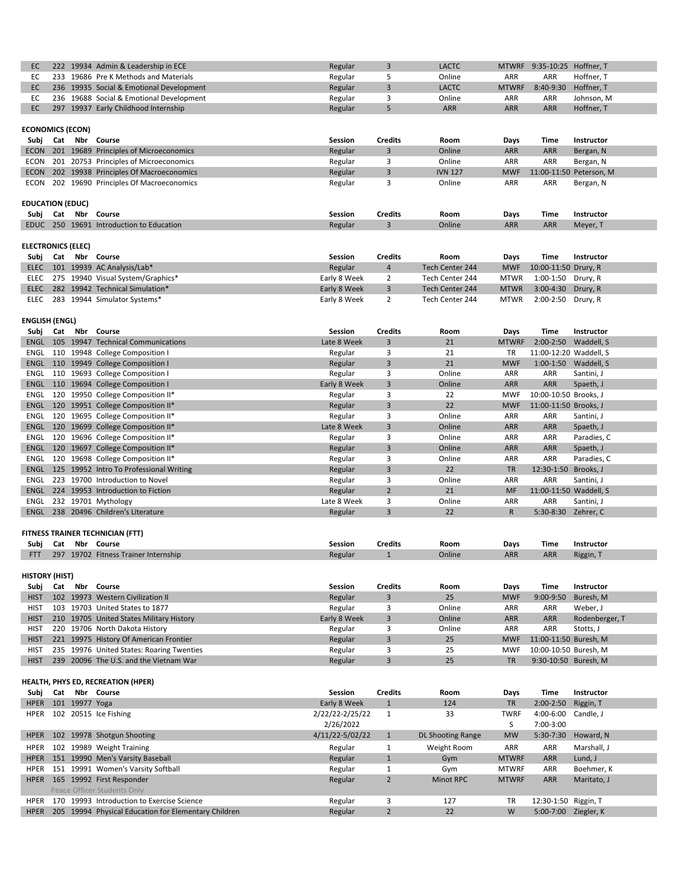| Subj | Cat | Nbr | Course | Session | Credits | Room | Days | Time | Instructor |
|---|---|---|---|---|---|---|---|---|---|
| EC | 222 | 19934 | Admin & Leadership in ECE | Regular | 3 | LACTC | MTWRF | 9:35-10:25 | Hoffner, T |
| EC | 233 | 19686 | Pre K Methods and Materials | Regular | 5 | Online | ARR | ARR | Hoffner, T |
| EC | 236 | 19935 | Social & Emotional Development | Regular | 3 | LACTC | MTWRF | 8:40-9:30 | Hoffner, T |
| EC | 236 | 19688 | Social & Emotional Development | Regular | 3 | Online | ARR | ARR | Johnson, M |
| EC | 297 | 19937 | Early Childhood Internship | Regular | 5 | ARR | ARR | ARR | Hoffner, T |

**ECONOMICS (ECON)**

| Subj | Cat | Nbr | Course | Session | Credits | Room | Days | Time | Instructor |
|---|---|---|---|---|---|---|---|---|---|
| ECON | 201 | 19689 | Principles of Microeconomics | Regular | 3 | Online | ARR | ARR | Bergan, N |
| ECON | 201 | 20753 | Principles of Microeconomics | Regular | 3 | Online | ARR | ARR | Bergan, N |
| ECON | 202 | 19938 | Principles Of Macroeconomics | Regular | 3 | IVN 127 | MWF | 11:00-11:50 | Peterson, M |
| ECON | 202 | 19690 | Principles Of Macroeconomics | Regular | 3 | Online | ARR | ARR | Bergan, N |

**EDUCATION (EDUC)**

| Subj | Cat | Nbr | Course | Session | Credits | Room | Days | Time | Instructor |
|---|---|---|---|---|---|---|---|---|---|
| EDUC | 250 | 19691 | Introduction to Education | Regular | 3 | Online | ARR | ARR | Meyer, T |

**ELECTRONICS (ELEC)**

| Subj | Cat | Nbr | Course | Session | Credits | Room | Days | Time | Instructor |
|---|---|---|---|---|---|---|---|---|---|
| ELEC | 101 | 19939 | AC Analysis/Lab* | Regular | 4 | Tech Center 244 | MWF | 10:00-11:50 | Drury, R |
| ELEC | 275 | 19940 | Visual System/Graphics* | Early 8 Week | 2 | Tech Center 244 | MTWR | 1:00-1:50 | Drury, R |
| ELEC | 282 | 19942 | Technical Simulation* | Early 8 Week | 3 | Tech Center 244 | MTWR | 3:00-4:30 | Drury, R |
| ELEC | 283 | 19944 | Simulator Systems* | Early 8 Week | 2 | Tech Center 244 | MTWR | 2:00-2:50 | Drury, R |

**ENGLISH (ENGL)**

| Subj | Cat | Nbr | Course | Session | Credits | Room | Days | Time | Instructor |
|---|---|---|---|---|---|---|---|---|---|
| ENGL | 105 | 19947 | Technical Communications | Late 8 Week | 3 | 21 | MTWRF | 2:00-2:50 | Waddell, S |
| ENGL | 110 | 19948 | College Composition I | Regular | 3 | 21 | TR | 11:00-12:20 | Waddell, S |
| ENGL | 110 | 19949 | College Composition I | Regular | 3 | 21 | MWF | 1:00-1:50 | Waddell, S |
| ENGL | 110 | 19693 | College Composition I | Regular | 3 | Online | ARR | ARR | Santini, J |
| ENGL | 110 | 19694 | College Composition I | Early 8 Week | 3 | Online | ARR | ARR | Spaeth, J |
| ENGL | 120 | 19950 | College Composition II* | Regular | 3 | 22 | MWF | 10:00-10:50 | Brooks, J |
| ENGL | 120 | 19951 | College Composition II* | Regular | 3 | 22 | MWF | 11:00-11:50 | Brooks, J |
| ENGL | 120 | 19695 | College Composition II* | Regular | 3 | Online | ARR | ARR | Santini, J |
| ENGL | 120 | 19699 | College Composition II* | Late 8 Week | 3 | Online | ARR | ARR | Spaeth, J |
| ENGL | 120 | 19696 | College Composition II* | Regular | 3 | Online | ARR | ARR | Paradies, C |
| ENGL | 120 | 19697 | College Composition II* | Regular | 3 | Online | ARR | ARR | Spaeth, J |
| ENGL | 120 | 19698 | College Composition II* | Regular | 3 | Online | ARR | ARR | Paradies, C |
| ENGL | 125 | 19952 | Intro To Professional Writing | Regular | 3 | 22 | TR | 12:30-1:50 | Brooks, J |
| ENGL | 223 | 19700 | Introduction to Novel | Regular | 3 | Online | ARR | ARR | Santini, J |
| ENGL | 224 | 19953 | Introduction to Fiction | Regular | 2 | 21 | MF | 11:00-11:50 | Waddell, S |
| ENGL | 232 | 19701 | Mythology | Late 8 Week | 3 | Online | ARR | ARR | Santini, J |
| ENGL | 238 | 20496 | Children's Literature | Regular | 3 | 22 | R | 5:30-8:30 | Zehrer, C |

**FITNESS TRAINER TECHNICIAN (FTT)**

| Subj | Cat | Nbr | Course | Session | Credits | Room | Days | Time | Instructor |
|---|---|---|---|---|---|---|---|---|---|
| FTT | 297 | 19702 | Fitness Trainer Internship | Regular | 1 | Online | ARR | ARR | Riggin, T |

**HISTORY (HIST)**

| Subj | Cat | Nbr | Course | Session | Credits | Room | Days | Time | Instructor |
|---|---|---|---|---|---|---|---|---|---|
| HIST | 102 | 19973 | Western Civilization II | Regular | 3 | 25 | MWF | 9:00-9:50 | Buresh, M |
| HIST | 103 | 19703 | United States to 1877 | Regular | 3 | Online | ARR | ARR | Weber, J |
| HIST | 210 | 19705 | United States Military History | Early 8 Week | 3 | Online | ARR | ARR | Rodenberger, T |
| HIST | 220 | 19706 | North Dakota History | Regular | 3 | Online | ARR | ARR | Stotts, J |
| HIST | 221 | 19975 | History Of American Frontier | Regular | 3 | 25 | MWF | 11:00-11:50 | Buresh, M |
| HIST | 235 | 19976 | United States: Roaring Twenties | Regular | 3 | 25 | MWF | 10:00-10:50 | Buresh, M |
| HIST | 239 | 20096 | The U.S. and the Vietnam War | Regular | 3 | 25 | TR | 9:30-10:50 | Buresh, M |

**HEALTH, PHYS ED, RECREATION (HPER)**

| Subj | Cat | Nbr | Course | Session | Credits | Room | Days | Time | Instructor |
|---|---|---|---|---|---|---|---|---|---|
| HPER | 101 | 19977 | Yoga | Early 8 Week | 1 | 124 | TR | 2:00-2:50 | Riggin, T |
| HPER | 102 | 20515 | Ice Fishing | 2/22/22-2/25/22 | 1 | 33 | TWRF | 4:00-6:00 | Candle, J |
| | | | | 2/26/2022 | | | S | 7:00-3:00 | |
| HPER | 102 | 19978 | Shotgun Shooting | 4/11/22-5/02/22 | 1 | DL Shooting Range | MW | 5:30-7:30 | Howard, N |
| HPER | 102 | 19989 | Weight Training | Regular | 1 | Weight Room | ARR | ARR | Marshall, J |
| HPER | 151 | 19990 | Men's Varsity Baseball | Regular | 1 | Gym | MTWRF | ARR | Lund, J |
| HPER | 151 | 19991 | Women's Varsity Softball | Regular | 1 | Gym | MTWRF | ARR | Boehmer, K |
| HPER | 165 | 19992 | First Responder<br>Peace Officer Students Only | Regular | 2 | Minot RPC | MTWRF | ARR | Maritato, J |
| HPER | 170 | 19993 | Introduction to Exercise Science | Regular | 3 | 127 | TR | 12:30-1:50 | Riggin, T |
| HPER | 205 | 19994 | Physical Education for Elementary Children | Regular | 2 | 22 | W | 5:00-7:00 | Ziegler, K |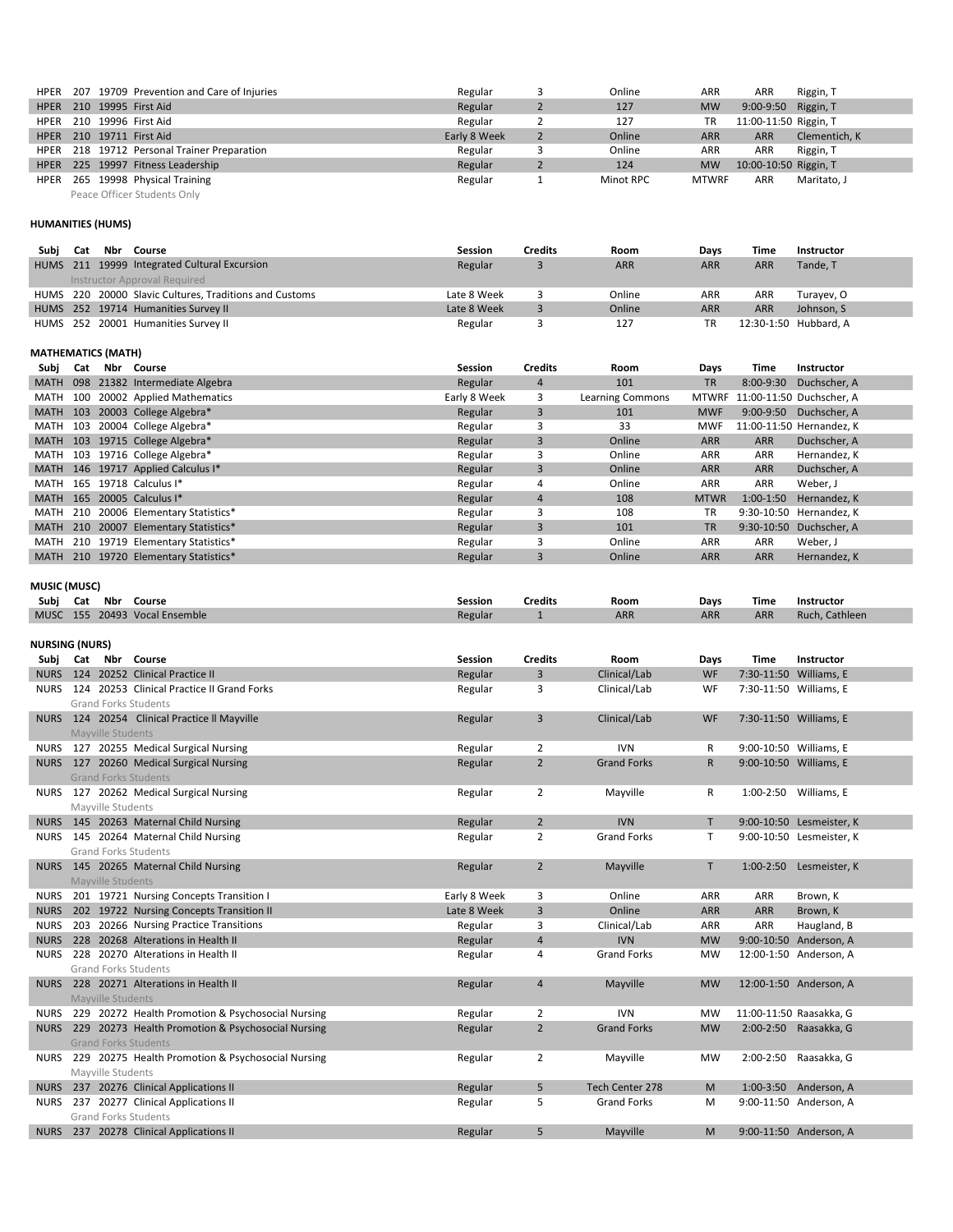| Subj | Cat | Nbr | Course | Session | Credits | Room | Days | Time | Instructor |
|---|---|---|---|---|---|---|---|---|---|
| HPER | 207 | 19709 | Prevention and Care of Injuries | Regular | 3 | Online | ARR | ARR | Riggin, T |
| HPER | 210 | 19995 | First Aid | Regular | 2 | 127 | MW | 9:00-9:50 | Riggin, T |
| HPER | 210 | 19996 | First Aid | Regular | 2 | 127 | TR | 11:00-11:50 | Riggin, T |
| HPER | 210 | 19711 | First Aid | Early 8 Week | 2 | Online | ARR | ARR | Clementich, K |
| HPER | 218 | 19712 | Personal Trainer Preparation | Regular | 3 | Online | ARR | ARR | Riggin, T |
| HPER | 225 | 19997 | Fitness Leadership | Regular | 2 | 124 | MW | 10:00-10:50 | Riggin, T |
| HPER | 265 | 19998 | Physical Training<br>Peace Officer Students Only | Regular | 1 | Minot RPC | MTWRF | ARR | Maritato, J |

**HUMANITIES (HUMS)**

| Subj | Cat | Nbr | Course | Session | Credits | Room | Days | Time | Instructor |
|---|---|---|---|---|---|---|---|---|---|
| HUMS | 211 | 19999 | Integrated Cultural Excursion<br>Instructor Approval Required | Regular | 3 | ARR | ARR | ARR | Tande, T |
| HUMS | 220 | 20000 | Slavic Cultures, Traditions and Customs | Late 8 Week | 3 | Online | ARR | ARR | Turayev, O |
| HUMS | 252 | 19714 | Humanities Survey II | Late 8 Week | 3 | Online | ARR | ARR | Johnson, S |
| HUMS | 252 | 20001 | Humanities Survey II | Regular | 3 | 127 | TR | 12:30-1:50 | Hubbard, A |

**MATHEMATICS (MATH)**

| Subj | Cat | Nbr | Course | Session | Credits | Room | Days | Time | Instructor |
|---|---|---|---|---|---|---|---|---|---|
| MATH | 098 | 21382 | Intermediate Algebra | Regular | 4 | 101 | TR | 8:00-9:30 | Duchscher, A |
| MATH | 100 | 20002 | Applied Mathematics | Early 8 Week | 3 | Learning Commons | MTWRF | 11:00-11:50 | Duchscher, A |
| MATH | 103 | 20003 | College Algebra* | Regular | 3 | 101 | MWF | 9:00-9:50 | Duchscher, A |
| MATH | 103 | 20004 | College Algebra* | Regular | 3 | 33 | MWF | 11:00-11:50 | Hernandez, K |
| MATH | 103 | 19715 | College Algebra* | Regular | 3 | Online | ARR | ARR | Duchscher, A |
| MATH | 103 | 19716 | College Algebra* | Regular | 3 | Online | ARR | ARR | Hernandez, K |
| MATH | 146 | 19717 | Applied Calculus I* | Regular | 3 | Online | ARR | ARR | Duchscher, A |
| MATH | 165 | 19718 | Calculus I* | Regular | 4 | Online | ARR | ARR | Weber, J |
| MATH | 165 | 20005 | Calculus I* | Regular | 4 | 108 | MTWR | 1:00-1:50 | Hernandez, K |
| MATH | 210 | 20006 | Elementary Statistics* | Regular | 3 | 108 | TR | 9:30-10:50 | Hernandez, K |
| MATH | 210 | 20007 | Elementary Statistics* | Regular | 3 | 101 | TR | 9:30-10:50 | Duchscher, A |
| MATH | 210 | 19719 | Elementary Statistics* | Regular | 3 | Online | ARR | ARR | Weber, J |
| MATH | 210 | 19720 | Elementary Statistics* | Regular | 3 | Online | ARR | ARR | Hernandez, K |

**MUSIC (MUSC)**

| Subj | Cat | Nbr | Course | Session | Credits | Room | Days | Time | Instructor |
|---|---|---|---|---|---|---|---|---|---|
| MUSC | 155 | 20493 | Vocal Ensemble | Regular | 1 | ARR | ARR | ARR | Ruch, Cathleen |

**NURSING (NURS)**

| Subj | Cat | Nbr | Course | Session | Credits | Room | Days | Time | Instructor |
|---|---|---|---|---|---|---|---|---|---|
| NURS | 124 | 20252 | Clinical Practice II | Regular | 3 | Clinical/Lab | WF | 7:30-11:50 | Williams, E |
| NURS | 124 | 20253 | Clinical Practice II Grand Forks<br>Grand Forks Students | Regular | 3 | Clinical/Lab | WF | 7:30-11:50 | Williams, E |
| NURS | 124 | 20254 | Clinical Practice ll Mayville<br>Mayville Students | Regular | 3 | Clinical/Lab | WF | 7:30-11:50 | Williams, E |
| NURS | 127 | 20255 | Medical Surgical Nursing | Regular | 2 | IVN | R | 9:00-10:50 | Williams, E |
| NURS | 127 | 20260 | Medical Surgical Nursing<br>Grand Forks Students | Regular | 2 | Grand Forks | R | 9:00-10:50 | Williams, E |
| NURS | 127 | 20262 | Medical Surgical Nursing<br>Mayville Students | Regular | 2 | Mayville | R | 1:00-2:50 | Williams, E |
| NURS | 145 | 20263 | Maternal Child Nursing | Regular | 2 | IVN | T | 9:00-10:50 | Lesmeister, K |
| NURS | 145 | 20264 | Maternal Child Nursing<br>Grand Forks Students | Regular | 2 | Grand Forks | T | 9:00-10:50 | Lesmeister, K |
| NURS | 145 | 20265 | Maternal Child Nursing<br>Mayville Students | Regular | 2 | Mayville | T | 1:00-2:50 | Lesmeister, K |
| NURS | 201 | 19721 | Nursing Concepts Transition I | Early 8 Week | 3 | Online | ARR | ARR | Brown, K |
| NURS | 202 | 19722 | Nursing Concepts Transition II | Late 8 Week | 3 | Online | ARR | ARR | Brown, K |
| NURS | 203 | 20266 | Nursing Practice Transitions | Regular | 3 | Clinical/Lab | ARR | ARR | Haugland, B |
| NURS | 228 | 20268 | Alterations in Health II | Regular | 4 | IVN | MW | 9:00-10:50 | Anderson, A |
| NURS | 228 | 20270 | Alterations in Health II<br>Grand Forks Students | Regular | 4 | Grand Forks | MW | 12:00-1:50 | Anderson, A |
| NURS | 228 | 20271 | Alterations in Health II<br>Mayville Students | Regular | 4 | Mayville | MW | 12:00-1:50 | Anderson, A |
| NURS | 229 | 20272 | Health Promotion & Psychosocial Nursing | Regular | 2 | IVN | MW | 11:00-11:50 | Raasakka, G |
| NURS | 229 | 20273 | Health Promotion & Psychosocial Nursing<br>Grand Forks Students | Regular | 2 | Grand Forks | MW | 2:00-2:50 | Raasakka, G |
| NURS | 229 | 20275 | Health Promotion & Psychosocial Nursing<br>Mayville Students | Regular | 2 | Mayville | MW | 2:00-2:50 | Raasakka, G |
| NURS | 237 | 20276 | Clinical Applications II | Regular | 5 | Tech Center 278 | M | 1:00-3:50 | Anderson, A |
| NURS | 237 | 20277 | Clinical Applications II<br>Grand Forks Students | Regular | 5 | Grand Forks | M | 9:00-11:50 | Anderson, A |
| NURS | 237 | 20278 | Clinical Applications II | Regular | 5 | Mayville | M | 9:00-11:50 | Anderson, A |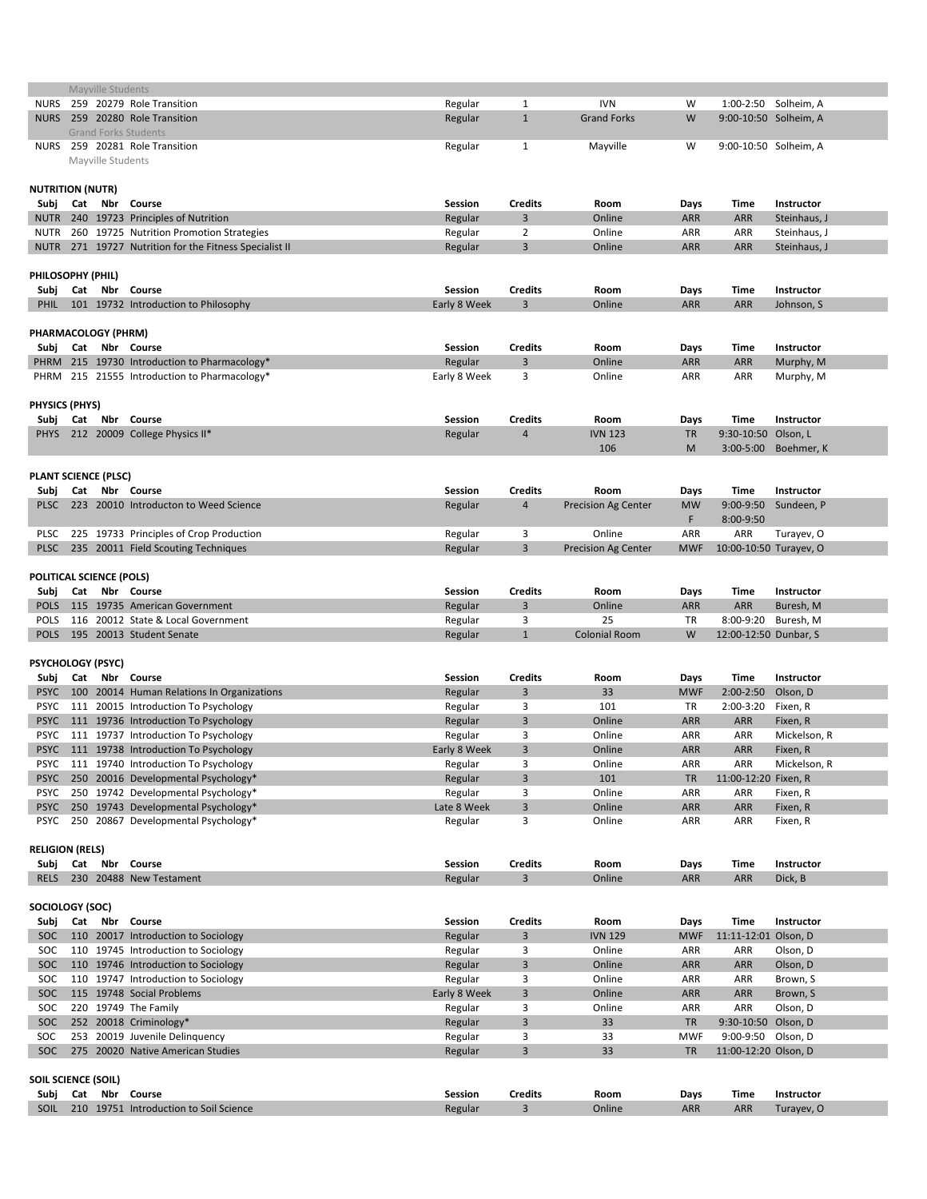| Subj | Cat | Nbr | Course | Session | Credits | Room | Days | Time | Instructor |
|---|---|---|---|---|---|---|---|---|---|
| | | | Mayville Students | | | | | | |
| NURS | 259 | 20279 | Role Transition | Regular | 1 | IVN | W | 1:00-2:50 | Solheim, A |
| NURS | 259 | 20280 | Role Transition | Regular | 1 | Grand Forks | W | 9:00-10:50 | Solheim, A |
| | | | Grand Forks Students | | | | | | |
| NURS | 259 | 20281 | Role Transition | Regular | 1 | Mayville | W | 9:00-10:50 | Solheim, A |
| | | | Mayville Students | | | | | | |

**NUTRITION (NUTR)**

| Subj | Cat | Nbr | Course | Session | Credits | Room | Days | Time | Instructor |
|---|---|---|---|---|---|---|---|---|---|
| NUTR | 240 | 19723 | Principles of Nutrition | Regular | 3 | Online | ARR | ARR | Steinhaus, J |
| NUTR | 260 | 19725 | Nutrition Promotion Strategies | Regular | 2 | Online | ARR | ARR | Steinhaus, J |
| NUTR | 271 | 19727 | Nutrition for the Fitness Specialist II | Regular | 3 | Online | ARR | ARR | Steinhaus, J |

**PHILOSOPHY (PHIL)**

| Subj | Cat | Nbr | Course | Session | Credits | Room | Days | Time | Instructor |
|---|---|---|---|---|---|---|---|---|---|
| PHIL | 101 | 19732 | Introduction to Philosophy | Early 8 Week | 3 | Online | ARR | ARR | Johnson, S |

**PHARMACOLOGY (PHRM)**

| Subj | Cat | Nbr | Course | Session | Credits | Room | Days | Time | Instructor |
|---|---|---|---|---|---|---|---|---|---|
| PHRM | 215 | 19730 | Introduction to Pharmacology* | Regular | 3 | Online | ARR | ARR | Murphy, M |
| PHRM | 215 | 21555 | Introduction to Pharmacology* | Early 8 Week | 3 | Online | ARR | ARR | Murphy, M |

**PHYSICS (PHYS)**

| Subj | Cat | Nbr | Course | Session | Credits | Room | Days | Time | Instructor |
|---|---|---|---|---|---|---|---|---|---|
| PHYS | 212 | 20009 | College Physics II* | Regular | 4 | IVN 123 | TR | 9:30-10:50 | Olson, L |
| | | | | | | 106 | M | 3:00-5:00 | Boehmer, K |

**PLANT SCIENCE (PLSC)**

| Subj | Cat | Nbr | Course | Session | Credits | Room | Days | Time | Instructor |
|---|---|---|---|---|---|---|---|---|---|
| PLSC | 223 | 20010 | Introducton to Weed Science | Regular | 4 | Precision Ag Center | MW | 9:00-9:50 | Sundeen, P |
| | | | | | | | F | 8:00-9:50 | |
| PLSC | 225 | 19733 | Principles of Crop Production | Regular | 3 | Online | ARR | ARR | Turayev, O |
| PLSC | 235 | 20011 | Field Scouting Techniques | Regular | 3 | Precision Ag Center | MWF | 10:00-10:50 | Turayev, O |

**POLITICAL SCIENCE (POLS)**

| Subj | Cat | Nbr | Course | Session | Credits | Room | Days | Time | Instructor |
|---|---|---|---|---|---|---|---|---|---|
| POLS | 115 | 19735 | American Government | Regular | 3 | Online | ARR | ARR | Buresh, M |
| POLS | 116 | 20012 | State & Local Government | Regular | 3 | 25 | TR | 8:00-9:20 | Buresh, M |
| POLS | 195 | 20013 | Student Senate | Regular | 1 | Colonial Room | W | 12:00-12:50 | Dunbar, S |

**PSYCHOLOGY (PSYC)**

| Subj | Cat | Nbr | Course | Session | Credits | Room | Days | Time | Instructor |
|---|---|---|---|---|---|---|---|---|---|
| PSYC | 100 | 20014 | Human Relations In Organizations | Regular | 3 | 33 | MWF | 2:00-2:50 | Olson, D |
| PSYC | 111 | 20015 | Introduction To Psychology | Regular | 3 | 101 | TR | 2:00-3:20 | Fixen, R |
| PSYC | 111 | 19736 | Introduction To Psychology | Regular | 3 | Online | ARR | ARR | Fixen, R |
| PSYC | 111 | 19737 | Introduction To Psychology | Regular | 3 | Online | ARR | ARR | Mickelson, R |
| PSYC | 111 | 19738 | Introduction To Psychology | Early 8 Week | 3 | Online | ARR | ARR | Fixen, R |
| PSYC | 111 | 19740 | Introduction To Psychology | Regular | 3 | Online | ARR | ARR | Mickelson, R |
| PSYC | 250 | 20016 | Developmental Psychology* | Regular | 3 | 101 | TR | 11:00-12:20 | Fixen, R |
| PSYC | 250 | 19742 | Developmental Psychology* | Regular | 3 | Online | ARR | ARR | Fixen, R |
| PSYC | 250 | 19743 | Developmental Psychology* | Late 8 Week | 3 | Online | ARR | ARR | Fixen, R |
| PSYC | 250 | 20867 | Developmental Psychology* | Regular | 3 | Online | ARR | ARR | Fixen, R |

**RELIGION (RELS)**

| Subj | Cat | Nbr | Course | Session | Credits | Room | Days | Time | Instructor |
|---|---|---|---|---|---|---|---|---|---|
| RELS | 230 | 20488 | New Testament | Regular | 3 | Online | ARR | ARR | Dick, B |

**SOCIOLOGY (SOC)**

| Subj | Cat | Nbr | Course | Session | Credits | Room | Days | Time | Instructor |
|---|---|---|---|---|---|---|---|---|---|
| SOC | 110 | 20017 | Introduction to Sociology | Regular | 3 | IVN 129 | MWF | 11:11-12:01 | Olson, D |
| SOC | 110 | 19745 | Introduction to Sociology | Regular | 3 | Online | ARR | ARR | Olson, D |
| SOC | 110 | 19746 | Introduction to Sociology | Regular | 3 | Online | ARR | ARR | Olson, D |
| SOC | 110 | 19747 | Introduction to Sociology | Regular | 3 | Online | ARR | ARR | Brown, S |
| SOC | 115 | 19748 | Social Problems | Early 8 Week | 3 | Online | ARR | ARR | Brown, S |
| SOC | 220 | 19749 | The Family | Regular | 3 | Online | ARR | ARR | Olson, D |
| SOC | 252 | 20018 | Criminology* | Regular | 3 | 33 | TR | 9:30-10:50 | Olson, D |
| SOC | 253 | 20019 | Juvenile Delinquency | Regular | 3 | 33 | MWF | 9:00-9:50 | Olson, D |
| SOC | 275 | 20020 | Native American Studies | Regular | 3 | 33 | TR | 11:00-12:20 | Olson, D |

**SOIL SCIENCE (SOIL)**

| Subj | Cat | Nbr | Course | Session | Credits | Room | Days | Time | Instructor |
|---|---|---|---|---|---|---|---|---|---|
| SOIL | 210 | 19751 | Introduction to Soil Science | Regular | 3 | Online | ARR | ARR | Turayev, O |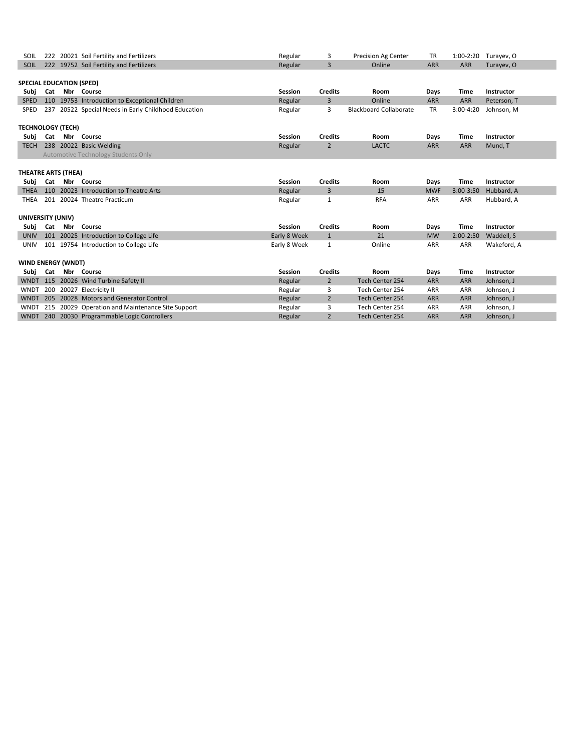| Subj | Cat | Nbr | Course | Session | Credits | Room | Days | Time | Instructor |
|---|---|---|---|---|---|---|---|---|---|
| SOIL | 222 | 20021 | Soil Fertility and Fertilizers | Regular | 3 | Precision Ag Center | TR | 1:00-2:20 | Turayev, O |
| SOIL | 222 | 19752 | Soil Fertility and Fertilizers | Regular | 3 | Online | ARR | ARR | Turayev, O |

**SPECIAL EDUCATION (SPED)**

| Subj | Cat | Nbr | Course | Session | Credits | Room | Days | Time | Instructor |
|---|---|---|---|---|---|---|---|---|---|
| SPED | 110 | 19753 | Introduction to Exceptional Children | Regular | 3 | Online | ARR | ARR | Peterson, T |
| SPED | 237 | 20522 | Special Needs in Early Childhood Education | Regular | 3 | Blackboard Collaborate | TR | 3:00-4:20 | Johnson, M |

**TECHNOLOGY (TECH)**

| Subj | Cat | Nbr | Course | Session | Credits | Room | Days | Time | Instructor |
|---|---|---|---|---|---|---|---|---|---|
| TECH | 238 | 20022 | Basic Welding<br>Automotive Technology Students Only | Regular | 2 | LACTC | ARR | ARR | Mund, T |

**THEATRE ARTS (THEA)**

| Subj | Cat | Nbr | Course | Session | Credits | Room | Days | Time | Instructor |
|---|---|---|---|---|---|---|---|---|---|
| THEA | 110 | 20023 | Introduction to Theatre Arts | Regular | 3 | 15 | MWF | 3:00-3:50 | Hubbard, A |
| THEA | 201 | 20024 | Theatre Practicum | Regular | 1 | RFA | ARR | ARR | Hubbard, A |

**UNIVERSITY (UNIV)**

| Subj | Cat | Nbr | Course | Session | Credits | Room | Days | Time | Instructor |
|---|---|---|---|---|---|---|---|---|---|
| UNIV | 101 | 20025 | Introduction to College Life | Early 8 Week | 1 | 21 | MW | 2:00-2:50 | Waddell, S |
| UNIV | 101 | 19754 | Introduction to College Life | Early 8 Week | 1 | Online | ARR | ARR | Wakeford, A |

**WIND ENERGY (WNDT)**

| Subj | Cat | Nbr | Course | Session | Credits | Room | Days | Time | Instructor |
|---|---|---|---|---|---|---|---|---|---|
| WNDT | 115 | 20026 | Wind Turbine Safety II | Regular | 2 | Tech Center 254 | ARR | ARR | Johnson, J |
| WNDT | 200 | 20027 | Electricity II | Regular | 3 | Tech Center 254 | ARR | ARR | Johnson, J |
| WNDT | 205 | 20028 | Motors and Generator Control | Regular | 2 | Tech Center 254 | ARR | ARR | Johnson, J |
| WNDT | 215 | 20029 | Operation and Maintenance Site Support | Regular | 3 | Tech Center 254 | ARR | ARR | Johnson, J |
| WNDT | 240 | 20030 | Programmable Logic Controllers | Regular | 2 | Tech Center 254 | ARR | ARR | Johnson, J |